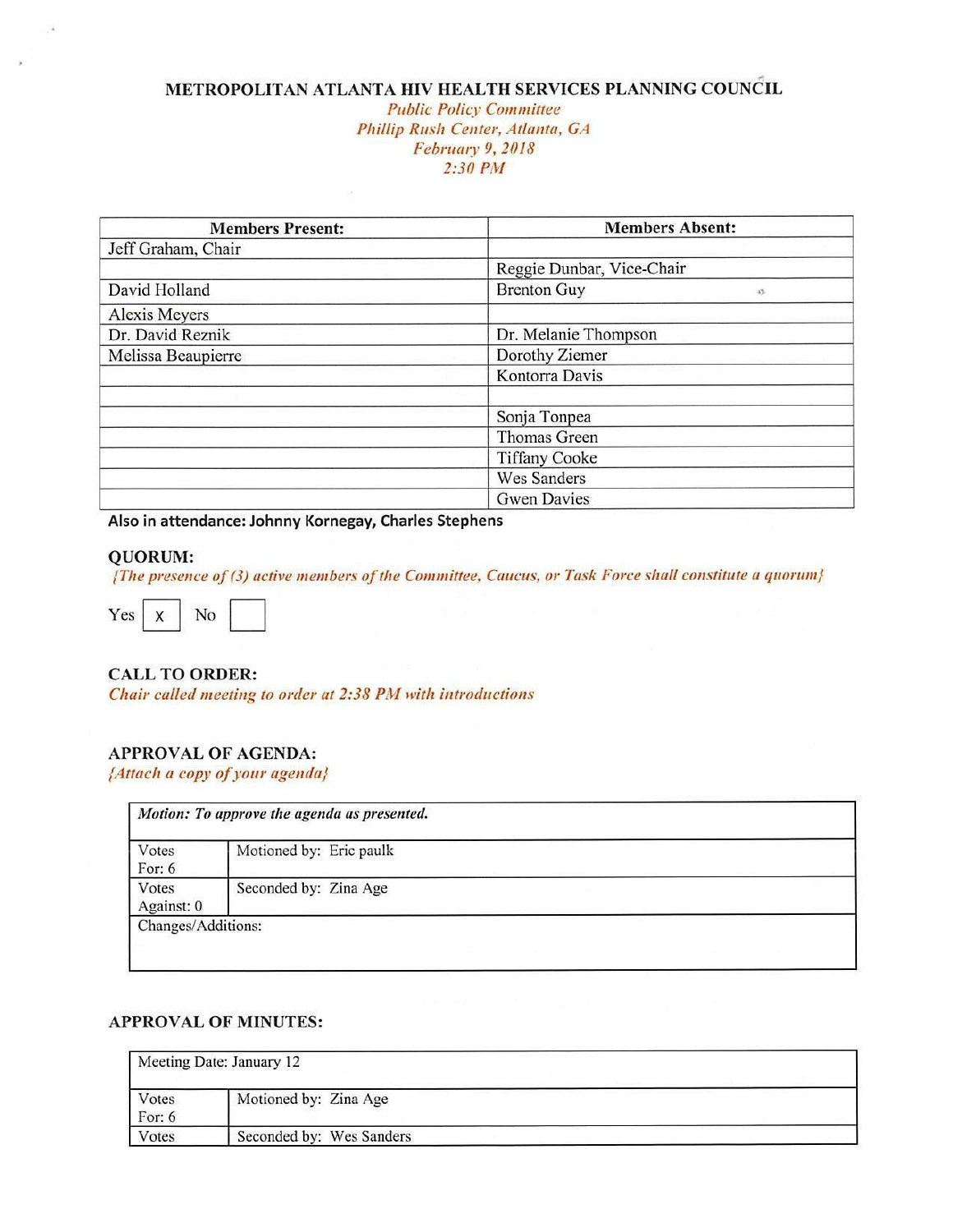# METROPOLITAN ATLANTA HIV HEALTH SERVICES PLANNING COUNCIL

*Public Policy Committee*
*Phillip Rush Center, Atlanta, GA*
*February 9, 2018*
*2:30 PM*

| Members Present: | Members Absent: |
|---|---|
| Jeff Graham, Chair | |
| | Reggie Dunbar, Vice-Chair |
| David Holland | Brenton Guy |
| Alexis Meyers | |
| Dr. David Reznik | Dr. Melanie Thompson |
| Melissa Beaupierre | Dorothy Ziemer |
| | Kontorra Davis |
| | |
| | Sonja Tonpea |
| | Thomas Green |
| | Tiffany Cooke |
| | Wes Sanders |
| | Gwen Davies |

**Also in attendance: Johnny Kornegay, Charles Stephens**

## QUORUM:

*{The presence of (3) active members of the Committee, Caucus, or Task Force shall constitute a quorum}*

Yes [x] No [ ]

## CALL TO ORDER:

*Chair called meeting to order at 2:38 PM with introductions*

## APPROVAL OF AGENDA:

*{Attach a copy of your agenda}*

| *Motion: To approve the agenda as presented.* | |
|---|---|
| Votes For: 6 | Motioned by: Eric paulk |
| Votes Against: 0 | Seconded by: Zina Age |
| Changes/Additions: | |

## APPROVAL OF MINUTES:

| Meeting Date: January 12 | |
|---|---|
| Votes For: 6 | Motioned by: Zina Age |
| Votes | Seconded by: Wes Sanders |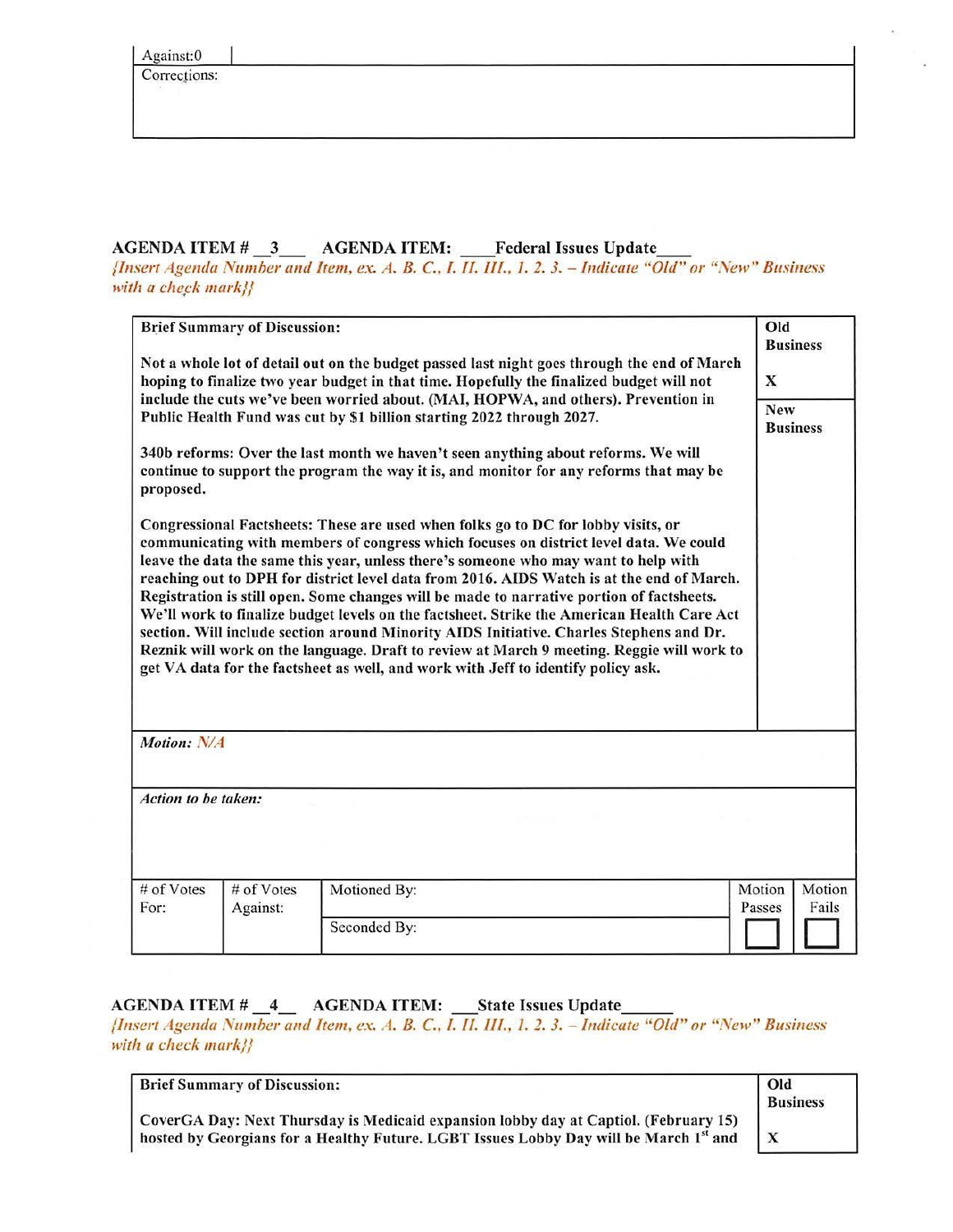| Against:0 | |
|---|---|
| Corrections: | |

**AGENDA ITEM # 3 AGENDA ITEM: Federal Issues Update**

*{Insert Agenda Number and Item, ex. A. B. C., I. II. III., 1. 2. 3. – Indicate "Old" or "New" Business with a check mark}}*

| **Brief Summary of Discussion:** | **Old Business** |
|---|---|
| **Not a whole lot of detail out on the budget passed last night goes through the end of March hoping to finalize two year budget in that time. Hopefully the finalized budget will not include the cuts we've been worried about. (MAI, HOPWA, and others). Prevention in Public Health Fund was cut by $1 billion starting 2022 through 2027.** | **X** |
| **340b reforms: Over the last month we haven't seen anything about reforms. We will continue to support the program the way it is, and monitor for any reforms that may be proposed.** | **New Business** |
| **Congressional Factsheets: These are used when folks go to DC for lobby visits, or communicating with members of congress which focuses on district level data. We could leave the data the same this year, unless there's someone who may want to help with reaching out to DPH for district level data from 2016. AIDS Watch is at the end of March. Registration is still open. Some changes will be made to narrative portion of factsheets. We'll work to finalize budget levels on the factsheet. Strike the American Health Care Act section. Will include section around Minority AIDS Initiative. Charles Stephens and Dr. Reznik will work on the language. Draft to review at March 9 meeting. Reggie will work to get VA data for the factsheet as well, and work with Jeff to identify policy ask.** | |

***Motion:*** *N/A*

***Action to be taken:***

| # of Votes For: | # of Votes Against: | Motioned By: | Motion Passes | Motion Fails |
|---|---|---|---|---|
| | | Seconded By: | ☐ | ☐ |

**AGENDA ITEM # 4 AGENDA ITEM: State Issues Update**

*{Insert Agenda Number and Item, ex. A. B. C., I. II. III., 1. 2. 3. – Indicate "Old" or "New" Business with a check mark}}*

| **Brief Summary of Discussion:** | **Old Business** |
|---|---|
| **CoverGA Day: Next Thursday is Medicaid expansion lobby day at Captiol. (February 15) hosted by Georgians for a Healthy Future. LGBT Issues Lobby Day will be March 1st and** | **X** |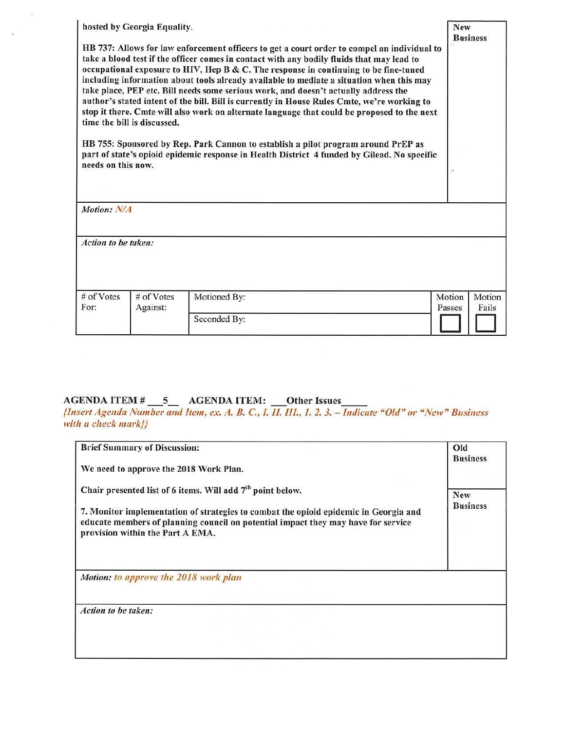| hosted by Georgia Equality.<br><br>**HB 737:** Allows for law enforcement officers to get a court order to compel an individual to take a blood test if the officer comes in contact with any bodily fluids that may lead to occupational exposure to HIV, Hep B & C. The response in continuing to be fine-tuned including information about tools already available to mediate a situation when this may take place, PEP etc. Bill needs some serious work, and doesn't actually address the author's stated intent of the bill. Bill is currently in House Rules Cmte, we're working to stop it there. Cmte will also work on alternate language that could be proposed to the next time the bill is discussed.<br><br>**HB 755:** Sponsored by Rep. Park Cannon to establish a pilot program around PrEP as part of state's opioid epidemic response in Health District 4 funded by Gilead. No specific needs on this now. | **New Business** |
| --- | --- |

*Motion:* N/A

*Action to be taken:*

| # of Votes For: | # of Votes Against: | Motioned By: | Motion Passes | Motion Fails |
| --- | --- | --- | --- | --- |
| | | Seconded By: | ☐ | ☐ |

## AGENDA ITEM # 5 AGENDA ITEM: Other Issues

*{Insert Agenda Number and Item, ex. A. B. C., I. II. III., 1. 2. 3. – Indicate "Old" or "New" Business with a check mark}}*

| **Brief Summary of Discussion:**<br><br>We need to approve the 2018 Work Plan.<br><br>Chair presented list of 6 items. Will add 7th point below.<br><br>7. Monitor implementation of strategies to combat the opioid epidemic in Georgia and educate members of planning council on potential impact they may have for service provision within the Part A EMA. | **Old Business**<br><br>**New Business** |
| --- | --- |

*Motion:* to approve the 2018 work plan

*Action to be taken:*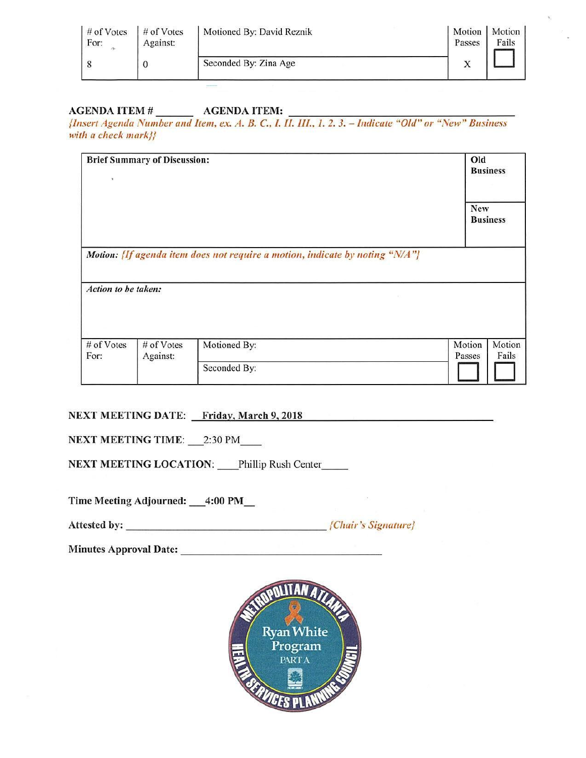| # of Votes For: | # of Votes Against: | Motioned By: David Reznik | Motion Passes | Motion Fails |
|---|---|---|---|---|
| 8 | 0 | Seconded By: Zina Age | X | ☐ |

**AGENDA ITEM # \_\_\_\_\_\_\_ AGENDA ITEM: \_\_\_\_\_\_\_\_\_\_\_\_\_\_\_\_\_\_\_\_\_\_\_\_\_\_\_\_\_\_\_\_\_\_\_\_\_\_\_\_**

*{Insert Agenda Number and Item, ex. A. B. C., I. II. III., 1. 2. 3. – Indicate "Old" or "New" Business with a check mark}}*

| | |
|---|---|
| **Brief Summary of Discussion:** | **Old Business** |
| | **New Business** |
| ***Motion:*** *{If agenda item does not require a motion, indicate by noting "N/A"}* | |
| ***Action to be taken:*** | |

| # of Votes For: | # of Votes Against: | Motioned By: | Motion Passes | Motion Fails |
|---|---|---|---|---|
| | | Seconded By: | ☐ | ☐ |

**NEXT MEETING DATE:** **Friday, March 9, 2018**

**NEXT MEETING TIME:** 2:30 PM

**NEXT MEETING LOCATION:** Phillip Rush Center

**Time Meeting Adjourned:** **4:00 PM**

**Attested by:** \_\_\_\_\_\_\_\_\_\_\_\_\_\_\_\_\_\_\_\_\_\_\_\_\_\_\_\_\_\_\_\_\_\_\_\_ *{Chair's Signature}*

**Minutes Approval Date:** \_\_\_\_\_\_\_\_\_\_\_\_\_\_\_\_\_\_\_\_\_\_\_\_\_\_\_\_\_\_\_\_\_\_\_\_

METROPOLITAN ATLANTA RYAN WHITE PROGRAM PART A HEALTH SERVICES PLANNING COUNCIL